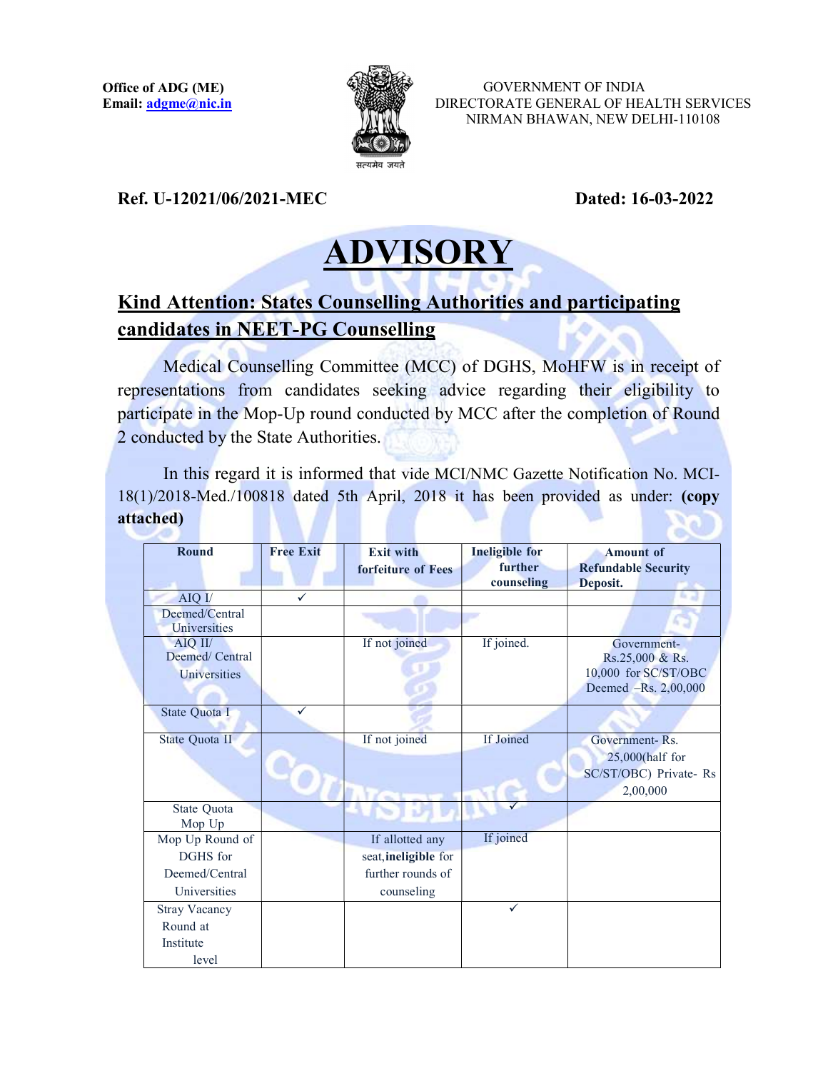Office of ADG (ME)
Email: adgme@nic.in

GOVERNMENT OF INDIA
DIRECTORATE GENERAL OF HEALTH SERVICES
NIRMAN BHAWAN, NEW DELHI-110108

सत्यमेव जयते

**Ref. U-12021/06/2021-MEC** **Dated: 16-03-2022**

# ADVISORY

## Kind Attention: States Counselling Authorities and participating candidates in NEET-PG Counselling

Medical Counselling Committee (MCC) of DGHS, MoHFW is in receipt of representations from candidates seeking advice regarding their eligibility to participate in the Mop-Up round conducted by MCC after the completion of Round 2 conducted by the State Authorities.

In this regard it is informed that vide MCI/NMC Gazette Notification No. MCI-18(1)/2018-Med./100818 dated 5th April, 2018 it has been provided as under: **(copy attached)**

| Round | Free Exit | Exit with forfeiture of Fees | Ineligible for further counseling | Amount of Refundable Security Deposit. |
|---|---|---|---|---|
| AIQ I/ | ✓ | | | |
| Deemed/Central Universities | | | | |
| AIQ II/ Deemed/ Central Universities | | If not joined | If joined. | Government- Rs.25,000 & Rs. 10,000 for SC/ST/OBC Deemed –Rs. 2,00,000 |
| State Quota I | ✓ | | | |
| State Quota II | | If not joined | If Joined | Government- Rs. 25,000(half for SC/ST/OBC) Private- Rs 2,00,000 |
| State Quota Mop Up | | | ✓ | |
| Mop Up Round of DGHS for Deemed/Central Universities | | If allotted any seat, **ineligible** for further rounds of counseling | If joined | |
| Stray Vacancy Round at Institute level | | | ✓ | |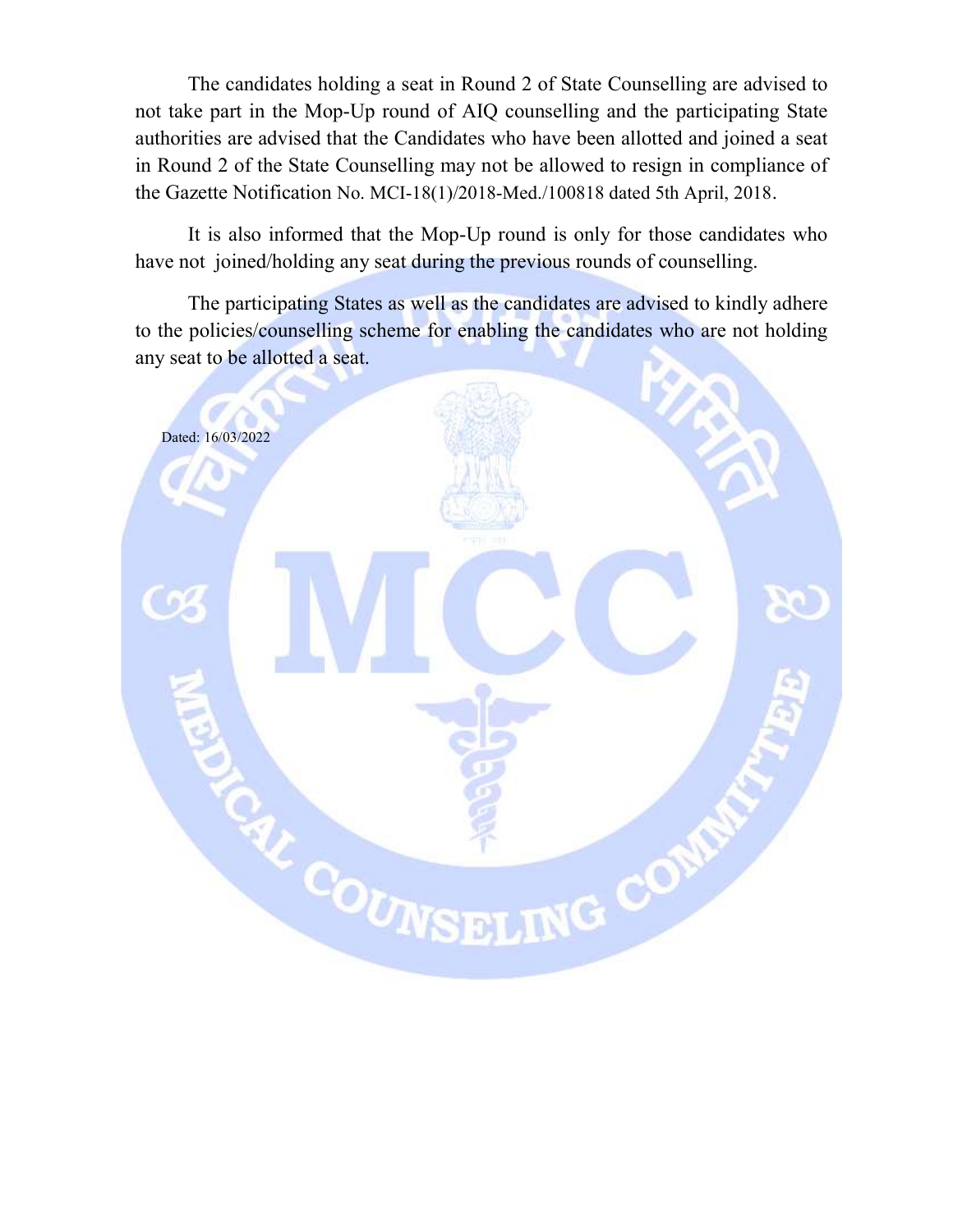The candidates holding a seat in Round 2 of State Counselling are advised to not take part in the Mop-Up round of AIQ counselling and the participating State authorities are advised that the Candidates who have been allotted and joined a seat in Round 2 of the State Counselling may not be allowed to resign in compliance of the Gazette Notification No. MCI-18(1)/2018-Med./100818 dated 5th April, 2018.

It is also informed that the Mop-Up round is only for those candidates who have not joined/holding any seat during the previous rounds of counselling.

The participating States as well as the candidates are advised to kindly adhere to the policies/counselling scheme for enabling the candidates who are not holding any seat to be allotted a seat.

Dated: 16/03/2022